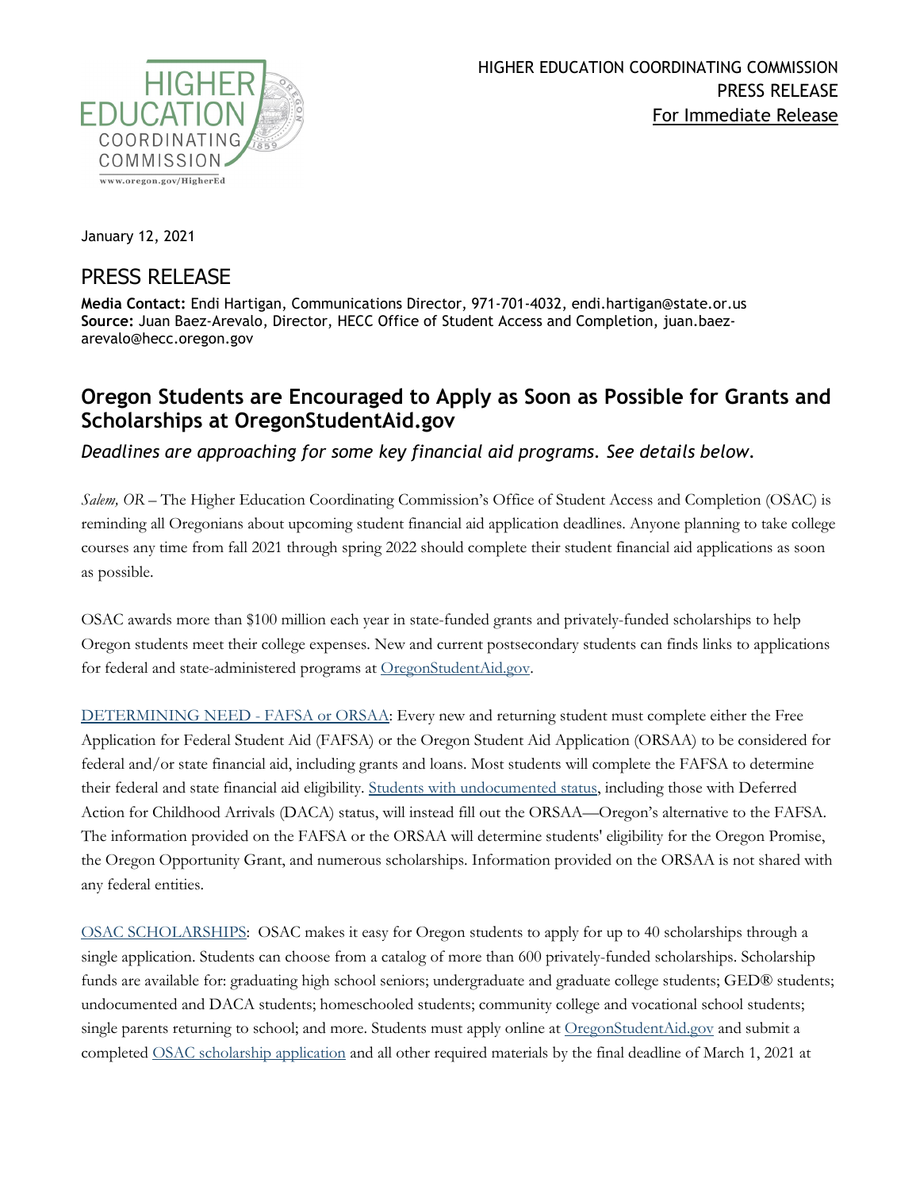HIGHER EDUCATION COORDINATING COMMISSION
PRESS RELEASE
For Immediate Release

January 12, 2021

## PRESS RELEASE

**Media Contact:** Endi Hartigan, Communications Director, 971-701-4032, endi.hartigan@state.or.us
**Source:** Juan Baez-Arevalo, Director, HECC Office of Student Access and Completion, juan.baez-arevalo@hecc.oregon.gov

# Oregon Students are Encouraged to Apply as Soon as Possible for Grants and Scholarships at OregonStudentAid.gov

*Deadlines are approaching for some key financial aid programs. See details below.*

*Salem, OR* – The Higher Education Coordinating Commission's Office of Student Access and Completion (OSAC) is reminding all Oregonians about upcoming student financial aid application deadlines. Anyone planning to take college courses any time from fall 2021 through spring 2022 should complete their student financial aid applications as soon as possible.

OSAC awards more than $100 million each year in state-funded grants and privately-funded scholarships to help Oregon students meet their college expenses. New and current postsecondary students can finds links to applications for federal and state-administered programs at OregonStudentAid.gov.

DETERMINING NEED - FAFSA or ORSAA: Every new and returning student must complete either the Free Application for Federal Student Aid (FAFSA) or the Oregon Student Aid Application (ORSAA) to be considered for federal and/or state financial aid, including grants and loans. Most students will complete the FAFSA to determine their federal and state financial aid eligibility. Students with undocumented status, including those with Deferred Action for Childhood Arrivals (DACA) status, will instead fill out the ORSAA—Oregon's alternative to the FAFSA. The information provided on the FAFSA or the ORSAA will determine students' eligibility for the Oregon Promise, the Oregon Opportunity Grant, and numerous scholarships. Information provided on the ORSAA is not shared with any federal entities.

OSAC SCHOLARSHIPS: OSAC makes it easy for Oregon students to apply for up to 40 scholarships through a single application. Students can choose from a catalog of more than 600 privately-funded scholarships. Scholarship funds are available for: graduating high school seniors; undergraduate and graduate college students; GED® students; undocumented and DACA students; homeschooled students; community college and vocational school students; single parents returning to school; and more. Students must apply online at OregonStudentAid.gov and submit a completed OSAC scholarship application and all other required materials by the final deadline of March 1, 2021 at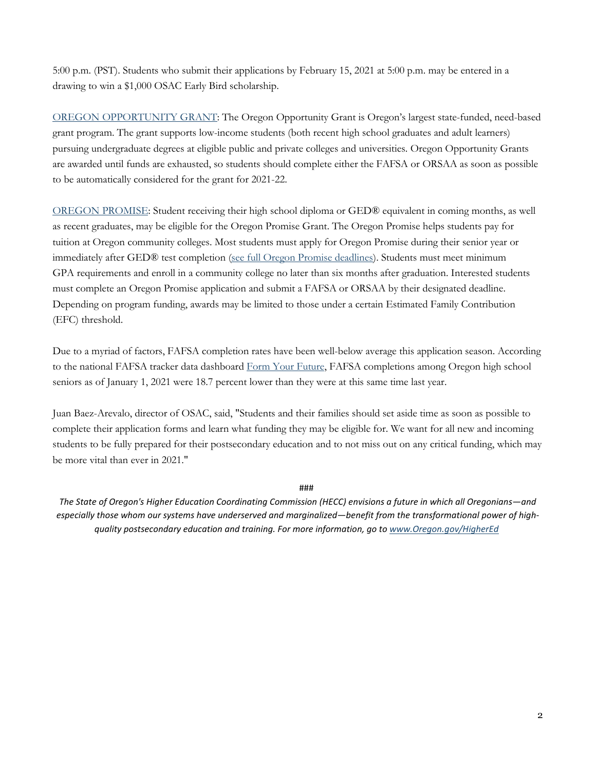5:00 p.m. (PST). Students who submit their applications by February 15, 2021 at 5:00 p.m. may be entered in a drawing to win a $1,000 OSAC Early Bird scholarship.

OREGON OPPORTUNITY GRANT: The Oregon Opportunity Grant is Oregon's largest state-funded, need-based grant program. The grant supports low-income students (both recent high school graduates and adult learners) pursuing undergraduate degrees at eligible public and private colleges and universities. Oregon Opportunity Grants are awarded until funds are exhausted, so students should complete either the FAFSA or ORSAA as soon as possible to be automatically considered for the grant for 2021-22.

OREGON PROMISE: Student receiving their high school diploma or GED® equivalent in coming months, as well as recent graduates, may be eligible for the Oregon Promise Grant. The Oregon Promise helps students pay for tuition at Oregon community colleges. Most students must apply for Oregon Promise during their senior year or immediately after GED® test completion (see full Oregon Promise deadlines). Students must meet minimum GPA requirements and enroll in a community college no later than six months after graduation. Interested students must complete an Oregon Promise application and submit a FAFSA or ORSAA by their designated deadline. Depending on program funding, awards may be limited to those under a certain Estimated Family Contribution (EFC) threshold.

Due to a myriad of factors, FAFSA completion rates have been well-below average this application season. According to the national FAFSA tracker data dashboard Form Your Future, FAFSA completions among Oregon high school seniors as of January 1, 2021 were 18.7 percent lower than they were at this same time last year.

Juan Baez-Arevalo, director of OSAC, said, "Students and their families should set aside time as soon as possible to complete their application forms and learn what funding they may be eligible for. We want for all new and incoming students to be fully prepared for their postsecondary education and to not miss out on any critical funding, which may be more vital than ever in 2021."

###

*The State of Oregon's Higher Education Coordinating Commission (HECC) envisions a future in which all Oregonians—and especially those whom our systems have underserved and marginalized—benefit from the transformational power of high-quality postsecondary education and training. For more information, go to www.Oregon.gov/HigherEd*